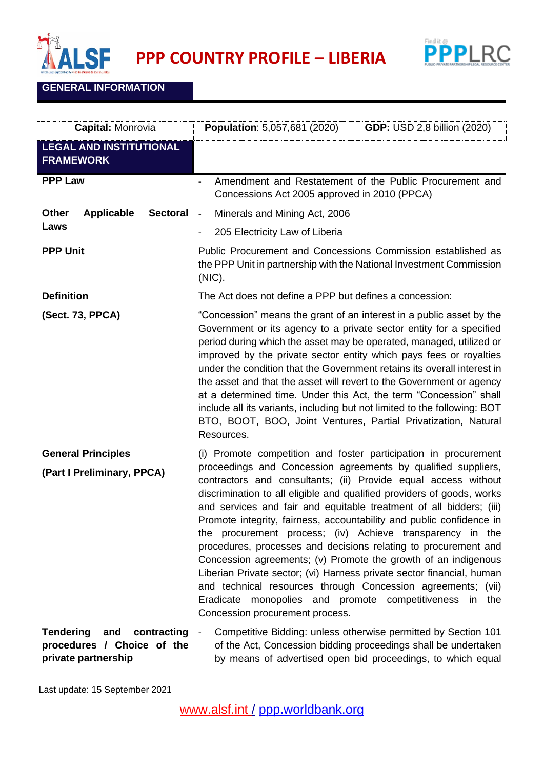# PPP COUNTRY PROFILE – LIBERIA

## GENERAL INFORMATION

| **Capital:** Monrovia | **Population**: 5,057,681 (2020) | **GDP:** USD 2,8 billion (2020) |
|---|---|---|

## LEGAL AND INSTITUTIONAL FRAMEWORK

| | |
|---|---|
| **PPP Law** | - Amendment and Restatement of the Public Procurement and Concessions Act 2005 approved in 2010 (PPCA) |
| **Other Applicable Sectoral Laws** | - Minerals and Mining Act, 2006<br>- 205 Electricity Law of Liberia |
| **PPP Unit** | Public Procurement and Concessions Commission established as the PPP Unit in partnership with the National Investment Commission (NIC). |
| **Definition**<br><br>**(Sect. 73, PPCA)** | The Act does not define a PPP but defines a concession:<br><br>"Concession" means the grant of an interest in a public asset by the Government or its agency to a private sector entity for a specified period during which the asset may be operated, managed, utilized or improved by the private sector entity which pays fees or royalties under the condition that the Government retains its overall interest in the asset and that the asset will revert to the Government or agency at a determined time. Under this Act, the term "Concession" shall include all its variants, including but not limited to the following: BOT BTO, BOOT, BOO, Joint Ventures, Partial Privatization, Natural Resources. |
| **General Principles**<br><br>**(Part I Preliminary, PPCA)** | (i) Promote competition and foster participation in procurement proceedings and Concession agreements by qualified suppliers, contractors and consultants; (ii) Provide equal access without discrimination to all eligible and qualified providers of goods, works and services and fair and equitable treatment of all bidders; (iii) Promote integrity, fairness, accountability and public confidence in the procurement process; (iv) Achieve transparency in the procedures, processes and decisions relating to procurement and Concession agreements; (v) Promote the growth of an indigenous Liberian Private sector; (vi) Harness private sector financial, human and technical resources through Concession agreements; (vii) Eradicate monopolies and promote competitiveness in the Concession procurement process. |
| **Tendering and contracting procedures / Choice of the private partnership** | - Competitive Bidding: unless otherwise permitted by Section 101 of the Act, Concession bidding proceedings shall be undertaken by means of advertised open bid proceedings, to which equal |

Last update: 15 September 2021

www.alsf.int / ppp.worldbank.org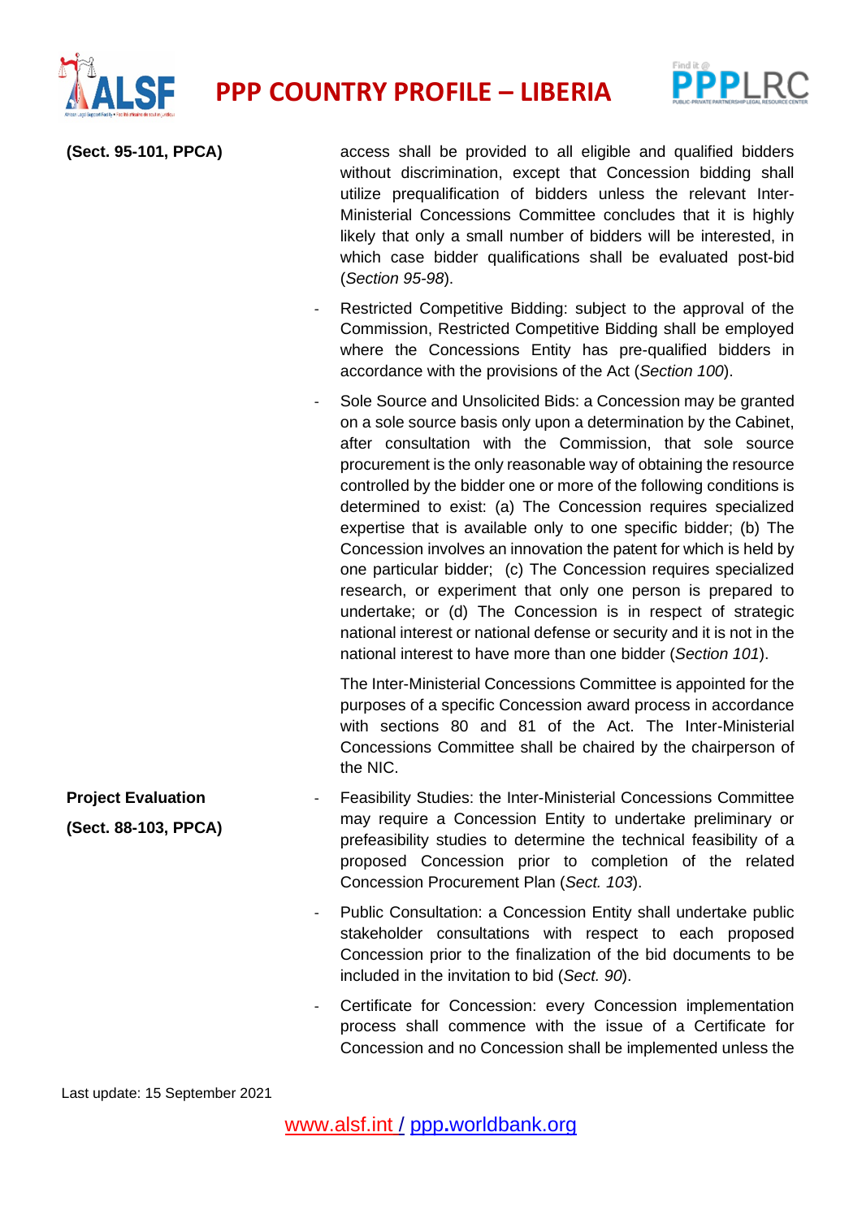**(Sect. 95-101, PPCA)**

access shall be provided to all eligible and qualified bidders without discrimination, except that Concession bidding shall utilize prequalification of bidders unless the relevant Inter-Ministerial Concessions Committee concludes that it is highly likely that only a small number of bidders will be interested, in which case bidder qualifications shall be evaluated post-bid (*Section 95-98*).

- Restricted Competitive Bidding: subject to the approval of the Commission, Restricted Competitive Bidding shall be employed where the Concessions Entity has pre-qualified bidders in accordance with the provisions of the Act (*Section 100*).
- Sole Source and Unsolicited Bids: a Concession may be granted on a sole source basis only upon a determination by the Cabinet, after consultation with the Commission, that sole source procurement is the only reasonable way of obtaining the resource controlled by the bidder one or more of the following conditions is determined to exist: (a) The Concession requires specialized expertise that is available only to one specific bidder; (b) The Concession involves an innovation the patent for which is held by one particular bidder; (c) The Concession requires specialized research, or experiment that only one person is prepared to undertake; or (d) The Concession is in respect of strategic national interest or national defense or security and it is not in the national interest to have more than one bidder (*Section 101*).

The Inter-Ministerial Concessions Committee is appointed for the purposes of a specific Concession award process in accordance with sections 80 and 81 of the Act. The Inter-Ministerial Concessions Committee shall be chaired by the chairperson of the NIC.

**Project Evaluation**

**(Sect. 88-103, PPCA)**

- Feasibility Studies: the Inter-Ministerial Concessions Committee may require a Concession Entity to undertake preliminary or prefeasibility studies to determine the technical feasibility of a proposed Concession prior to completion of the related Concession Procurement Plan (*Sect. 103*).
- Public Consultation: a Concession Entity shall undertake public stakeholder consultations with respect to each proposed Concession prior to the finalization of the bid documents to be included in the invitation to bid (*Sect. 90*).
- Certificate for Concession: every Concession implementation process shall commence with the issue of a Certificate for Concession and no Concession shall be implemented unless the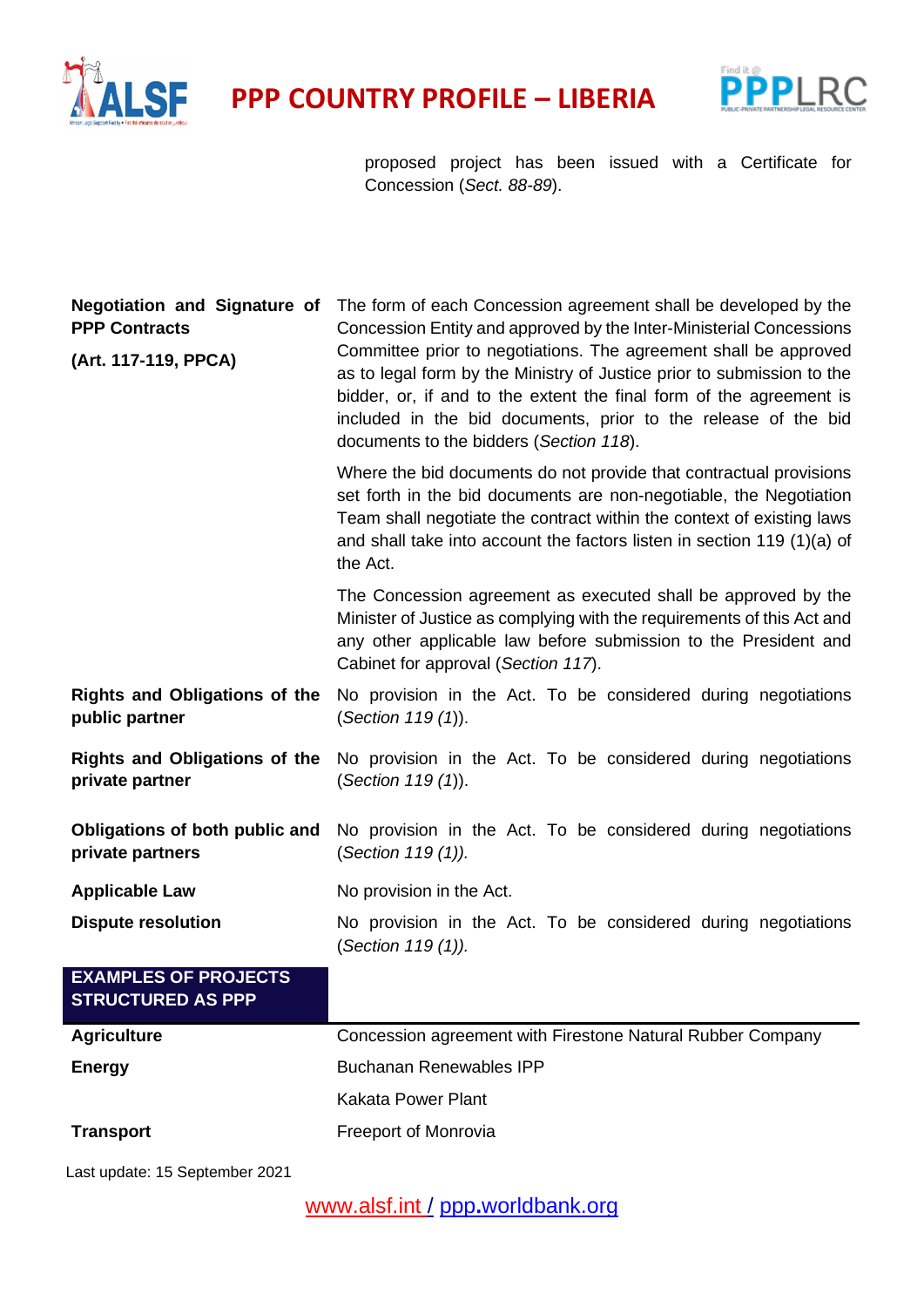proposed project has been issued with a Certificate for Concession (*Sect. 88-89*).

| | |
|---|---|
| **Negotiation and Signature of PPP Contracts**<br><br>**(Art. 117-119, PPCA)** | The form of each Concession agreement shall be developed by the Concession Entity and approved by the Inter-Ministerial Concessions Committee prior to negotiations. The agreement shall be approved as to legal form by the Ministry of Justice prior to submission to the bidder, or, if and to the extent the final form of the agreement is included in the bid documents, prior to the release of the bid documents to the bidders (*Section 118*).<br><br>Where the bid documents do not provide that contractual provisions set forth in the bid documents are non-negotiable, the Negotiation Team shall negotiate the contract within the context of existing laws and shall take into account the factors listen in section 119 (1)(a) of the Act.<br><br>The Concession agreement as executed shall be approved by the Minister of Justice as complying with the requirements of this Act and any other applicable law before submission to the President and Cabinet for approval (*Section 117*). |
| **Rights and Obligations of the public partner** | No provision in the Act. To be considered during negotiations (*Section 119 (1*)). |
| **Rights and Obligations of the private partner** | No provision in the Act. To be considered during negotiations (*Section 119 (1*)). |
| **Obligations of both public and private partners** | No provision in the Act. To be considered during negotiations (*Section 119 (1)).* |
| **Applicable Law** | No provision in the Act. |
| **Dispute resolution** | No provision in the Act. To be considered during negotiations (*Section 119 (1)).* |

## EXAMPLES OF PROJECTS STRUCTURED AS PPP

| | |
|---|---|
| **Agriculture** | Concession agreement with Firestone Natural Rubber Company |
| **Energy** | Buchanan Renewables IPP |
| | Kakata Power Plant |
| **Transport** | Freeport of Monrovia |

Last update: 15 September 2021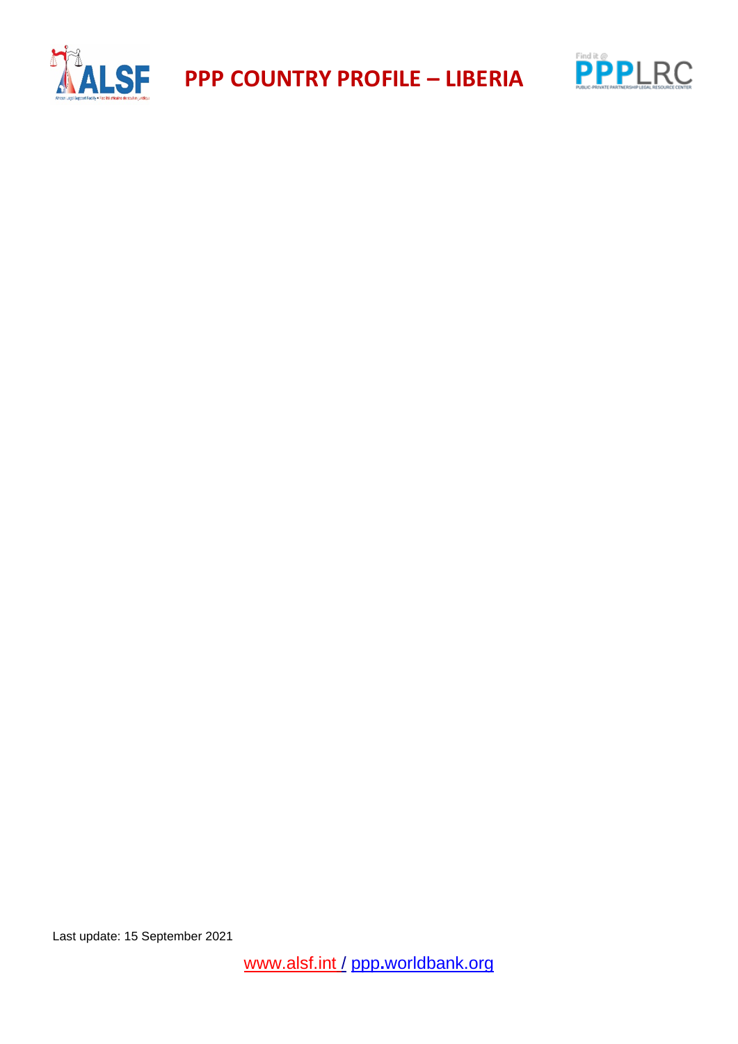# PPP COUNTRY PROFILE – LIBERIA

Last update: 15 September 2021

www.alsf.int / ppp.worldbank.org